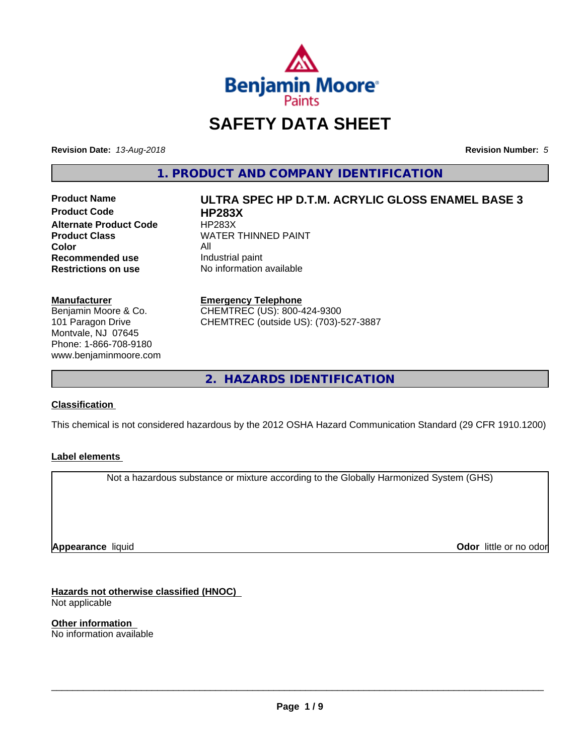# SAFETY DATA SHEET

**Revision Date:** *13-Aug-2018*

**Revision Number:** *5*

## 1. PRODUCT AND COMPANY IDENTIFICATION

| | |
|---|---|
| **Product Name** | **ULTRA SPEC HP D.T.M. ACRYLIC GLOSS ENAMEL BASE 3** |
| **Product Code** | **HP283X** |
| **Alternate Product Code** | HP283X |
| **Product Class** | WATER THINNED PAINT |
| **Color** | All |
| **Recommended use** | Industrial paint |
| **Restrictions on use** | No information available |

**Manufacturer**
Benjamin Moore & Co.
101 Paragon Drive
Montvale, NJ 07645
Phone: 1-866-708-9180
www.benjaminmoore.com

**Emergency Telephone**
CHEMTREC (US): 800-424-9300
CHEMTREC (outside US): (703)-527-3887

## 2. HAZARDS IDENTIFICATION

**Classification**

This chemical is not considered hazardous by the 2012 OSHA Hazard Communication Standard (29 CFR 1910.1200)

**Label elements**

Not a hazardous substance or mixture according to the Globally Harmonized System (GHS)

**Appearance** liquid

**Odor** little or no odor

**Hazards not otherwise classified (HNOC)**
Not applicable

**Other information**
No information available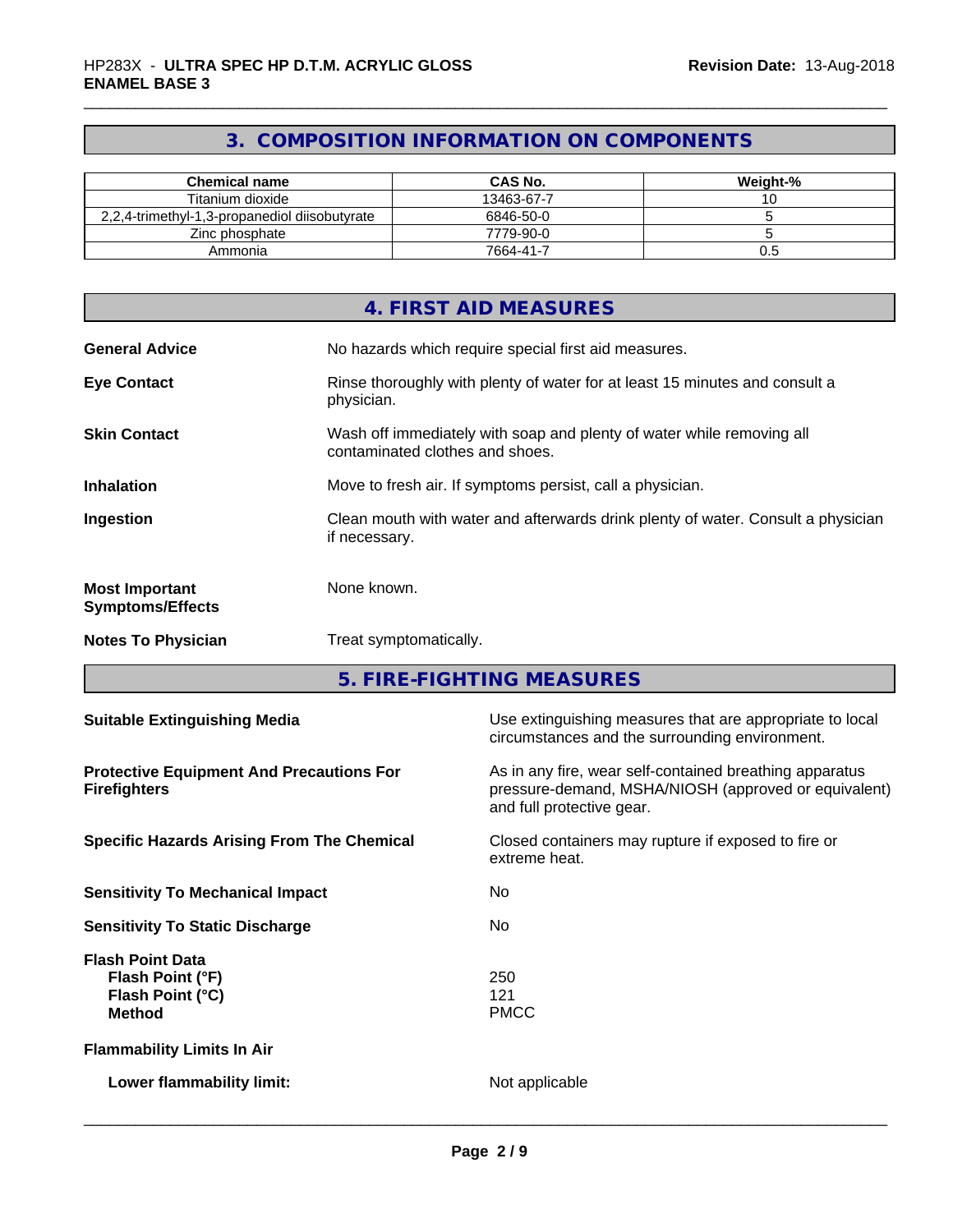## 3. COMPOSITION INFORMATION ON COMPONENTS

| Chemical name | CAS No. | Weight-% |
|---|---|---|
| Titanium dioxide | 13463-67-7 | 10 |
| 2,2,4-trimethyl-1,3-propanediol diisobutyrate | 6846-50-0 | 5 |
| Zinc phosphate | 7779-90-0 | 5 |
| Ammonia | 7664-41-7 | 0.5 |

## 4. FIRST AID MEASURES

**General Advice**
No hazards which require special first aid measures.

**Eye Contact**
Rinse thoroughly with plenty of water for at least 15 minutes and consult a physician.

**Skin Contact**
Wash off immediately with soap and plenty of water while removing all contaminated clothes and shoes.

**Inhalation**
Move to fresh air. If symptoms persist, call a physician.

**Ingestion**
Clean mouth with water and afterwards drink plenty of water. Consult a physician if necessary.

**Most Important Symptoms/Effects**
None known.

**Notes To Physician**
Treat symptomatically.

## 5. FIRE-FIGHTING MEASURES

**Suitable Extinguishing Media**
Use extinguishing measures that are appropriate to local circumstances and the surrounding environment.

**Protective Equipment And Precautions For Firefighters**
As in any fire, wear self-contained breathing apparatus pressure-demand, MSHA/NIOSH (approved or equivalent) and full protective gear.

**Specific Hazards Arising From The Chemical**
Closed containers may rupture if exposed to fire or extreme heat.

**Sensitivity To Mechanical Impact**
No

**Sensitivity To Static Discharge**
No

**Flash Point Data**
- **Flash Point (°F)**: 250
- **Flash Point (°C)**: 121
- **Method**: PMCC

**Flammability Limits In Air**

- **Lower flammability limit:** Not applicable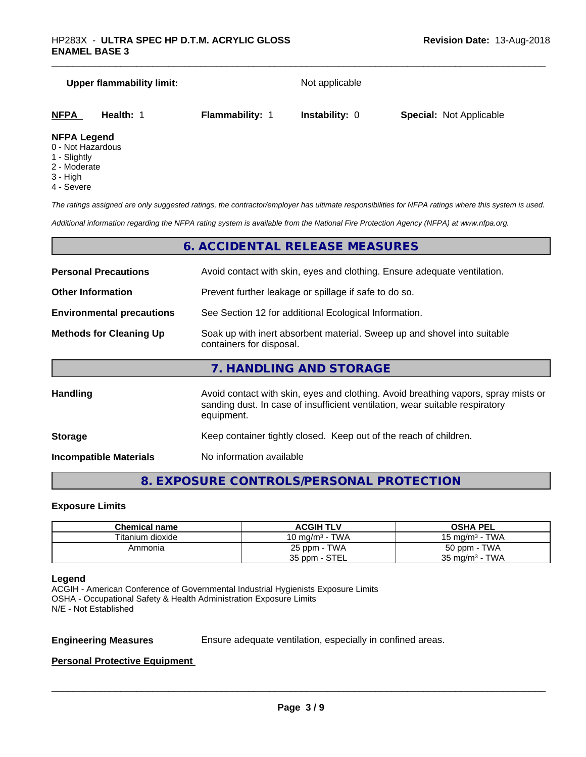**Upper flammability limit:** Not applicable

| **NFPA** | **Health:** 1 | **Flammability:** 1 | **Instability:** 0 | **Special:** Not Applicable |
|---|---|---|---|---|

**NFPA Legend**
- 0 - Not Hazardous
- 1 - Slightly
- 2 - Moderate
- 3 - High
- 4 - Severe

*The ratings assigned are only suggested ratings, the contractor/employer has ultimate responsibilities for NFPA ratings where this system is used.*

*Additional information regarding the NFPA rating system is available from the National Fire Protection Agency (NFPA) at www.nfpa.org.*

## 6. ACCIDENTAL RELEASE MEASURES

**Personal Precautions** Avoid contact with skin, eyes and clothing. Ensure adequate ventilation.

**Other Information** Prevent further leakage or spillage if safe to do so.

**Environmental precautions** See Section 12 for additional Ecological Information.

**Methods for Cleaning Up** Soak up with inert absorbent material. Sweep up and shovel into suitable containers for disposal.

## 7. HANDLING AND STORAGE

**Handling** Avoid contact with skin, eyes and clothing. Avoid breathing vapors, spray mists or sanding dust. In case of insufficient ventilation, wear suitable respiratory equipment.

**Storage** Keep container tightly closed. Keep out of the reach of children.

**Incompatible Materials** No information available

## 8. EXPOSURE CONTROLS/PERSONAL PROTECTION

### Exposure Limits

| Chemical name | ACGIH TLV | OSHA PEL |
|---|---|---|
| Titanium dioxide | 10 mg/m³ - TWA | 15 mg/m³ - TWA |
| Ammonia | 25 ppm - TWA<br>35 ppm - STEL | 50 ppm - TWA<br>35 mg/m³ - TWA |

**Legend**
ACGIH - American Conference of Governmental Industrial Hygienists Exposure Limits
OSHA - Occupational Safety & Health Administration Exposure Limits
N/E - Not Established

**Engineering Measures** Ensure adequate ventilation, especially in confined areas.

**Personal Protective Equipment**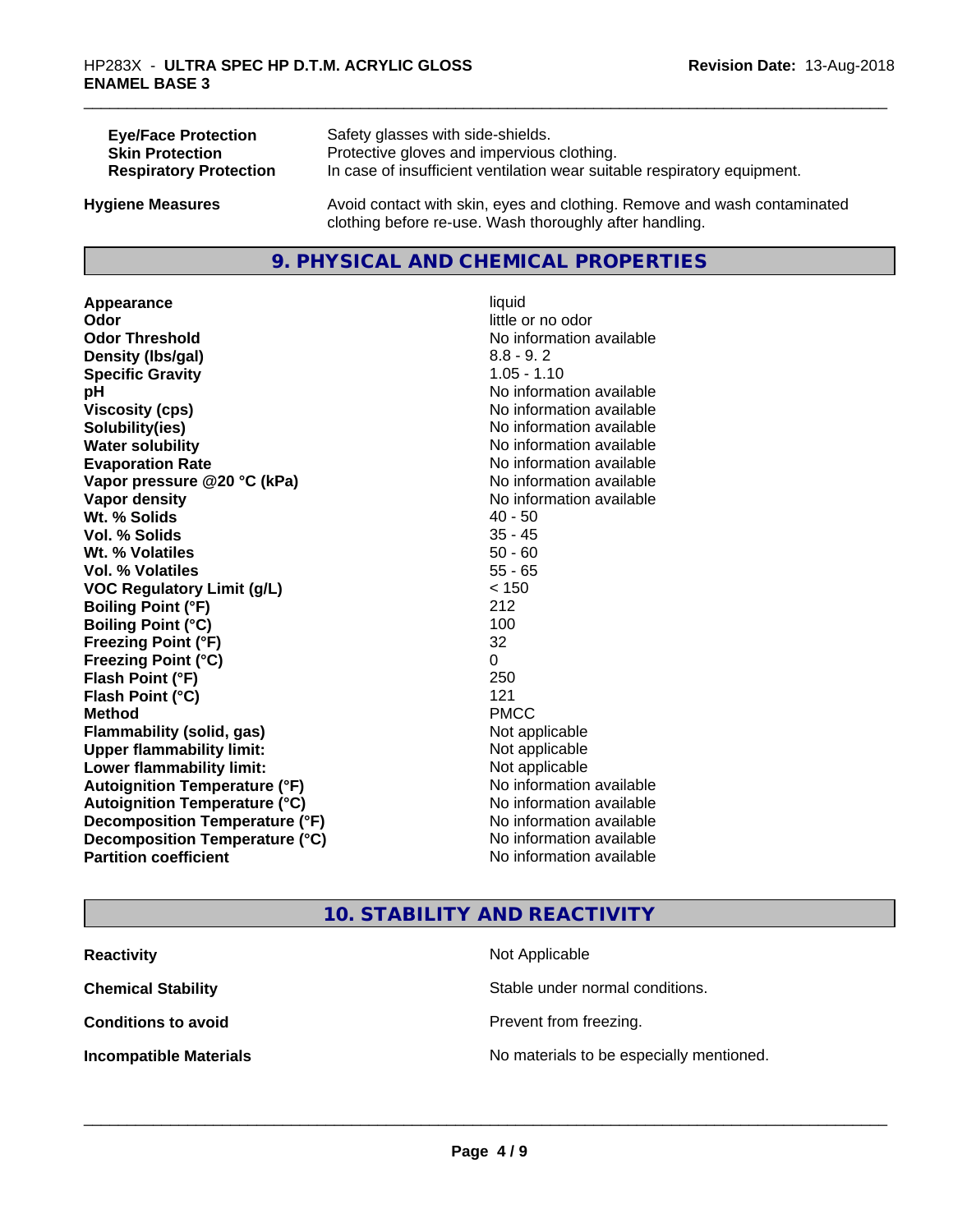| | |
|---|---|
| **Eye/Face Protection** | Safety glasses with side-shields. |
| **Skin Protection** | Protective gloves and impervious clothing. |
| **Respiratory Protection** | In case of insufficient ventilation wear suitable respiratory equipment. |

**Hygiene Measures** — Avoid contact with skin, eyes and clothing. Remove and wash contaminated clothing before re-use. Wash thoroughly after handling.

## 9. PHYSICAL AND CHEMICAL PROPERTIES

| | |
|---|---|
| **Appearance** | liquid |
| **Odor** | little or no odor |
| **Odor Threshold** | No information available |
| **Density (lbs/gal)** | 8.8 - 9. 2 |
| **Specific Gravity** | 1.05 - 1.10 |
| **pH** | No information available |
| **Viscosity (cps)** | No information available |
| **Solubility(ies)** | No information available |
| **Water solubility** | No information available |
| **Evaporation Rate** | No information available |
| **Vapor pressure @20 °C (kPa)** | No information available |
| **Vapor density** | No information available |
| **Wt. % Solids** | 40 - 50 |
| **Vol. % Solids** | 35 - 45 |
| **Wt. % Volatiles** | 50 - 60 |
| **Vol. % Volatiles** | 55 - 65 |
| **VOC Regulatory Limit (g/L)** | < 150 |
| **Boiling Point (°F)** | 212 |
| **Boiling Point (°C)** | 100 |
| **Freezing Point (°F)** | 32 |
| **Freezing Point (°C)** | 0 |
| **Flash Point (°F)** | 250 |
| **Flash Point (°C)** | 121 |
| **Method** | PMCC |
| **Flammability (solid, gas)** | Not applicable |
| **Upper flammability limit:** | Not applicable |
| **Lower flammability limit:** | Not applicable |
| **Autoignition Temperature (°F)** | No information available |
| **Autoignition Temperature (°C)** | No information available |
| **Decomposition Temperature (°F)** | No information available |
| **Decomposition Temperature (°C)** | No information available |
| **Partition coefficient** | No information available |

## 10. STABILITY AND REACTIVITY

| | |
|---|---|
| **Reactivity** | Not Applicable |
| **Chemical Stability** | Stable under normal conditions. |
| **Conditions to avoid** | Prevent from freezing. |
| **Incompatible Materials** | No materials to be especially mentioned. |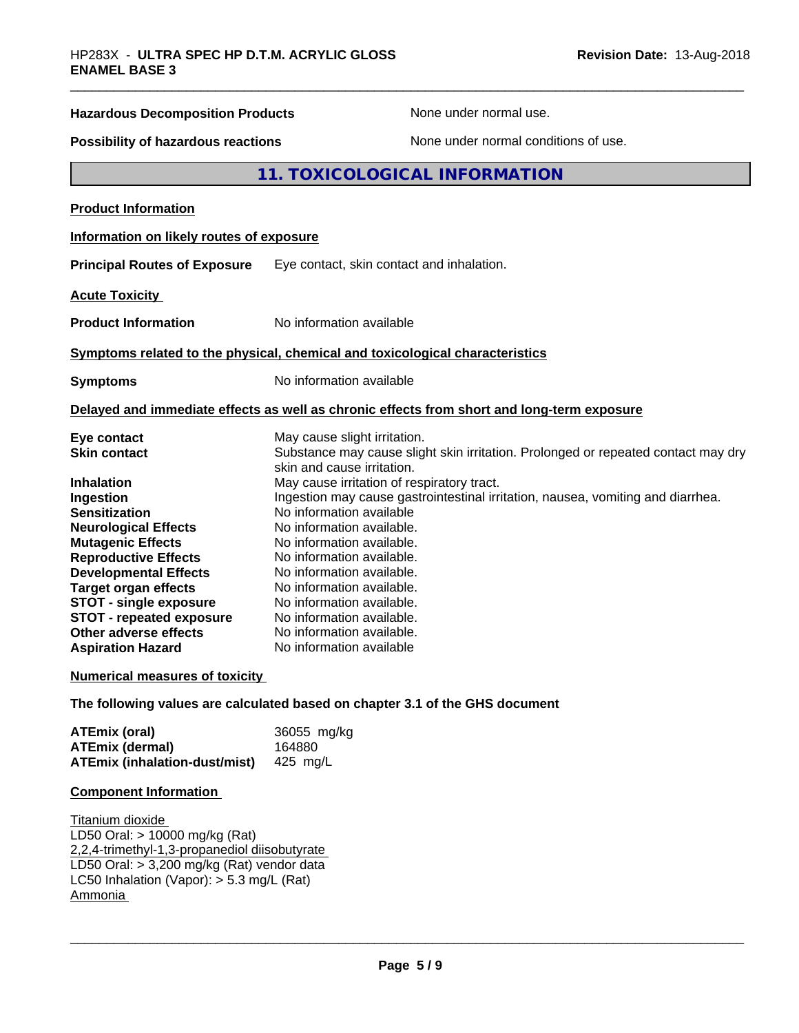**Hazardous Decomposition Products** None under normal use.

**Possibility of hazardous reactions** None under normal conditions of use.

## 11. TOXICOLOGICAL INFORMATION

**Product Information**

**Information on likely routes of exposure**

**Principal Routes of Exposure** Eye contact, skin contact and inhalation.

**Acute Toxicity**

**Product Information** No information available

**Symptoms related to the physical, chemical and toxicological characteristics**

**Symptoms** No information available

**Delayed and immediate effects as well as chronic effects from short and long-term exposure**

| | |
|---|---|
| **Eye contact** | May cause slight irritation. |
| **Skin contact** | Substance may cause slight skin irritation. Prolonged or repeated contact may dry skin and cause irritation. |
| **Inhalation** | May cause irritation of respiratory tract. |
| **Ingestion** | Ingestion may cause gastrointestinal irritation, nausea, vomiting and diarrhea. |
| **Sensitization** | No information available |
| **Neurological Effects** | No information available. |
| **Mutagenic Effects** | No information available. |
| **Reproductive Effects** | No information available. |
| **Developmental Effects** | No information available. |
| **Target organ effects** | No information available. |
| **STOT - single exposure** | No information available. |
| **STOT - repeated exposure** | No information available. |
| **Other adverse effects** | No information available. |
| **Aspiration Hazard** | No information available |

**Numerical measures of toxicity**

**The following values are calculated based on chapter 3.1 of the GHS document**

| | |
|---|---|
| **ATEmix (oral)** | 36055 mg/kg |
| **ATEmix (dermal)** | 164880 |
| **ATEmix (inhalation-dust/mist)** | 425 mg/L |

**Component Information**

Titanium dioxide
LD50 Oral: > 10000 mg/kg (Rat)
2,2,4-trimethyl-1,3-propanediol diisobutyrate
LD50 Oral: > 3,200 mg/kg (Rat) vendor data
LC50 Inhalation (Vapor): > 5.3 mg/L (Rat)
Ammonia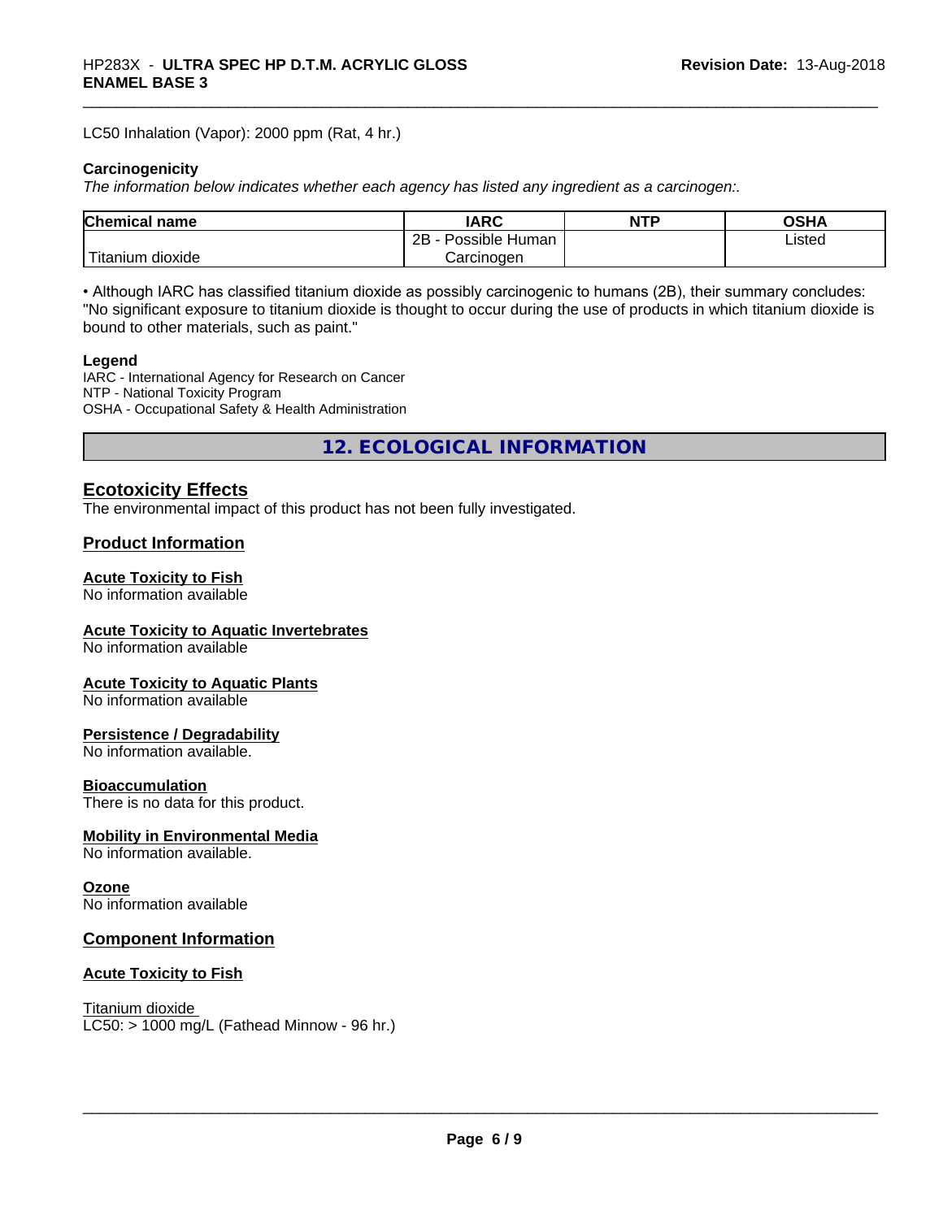LC50 Inhalation (Vapor): 2000 ppm (Rat, 4 hr.)

**Carcinogenicity**

*The information below indicates whether each agency has listed any ingredient as a carcinogen:.*

| Chemical name | IARC | NTP | OSHA |
|---|---|---|---|
| Titanium dioxide | 2B - Possible Human Carcinogen | | Listed |

• Although IARC has classified titanium dioxide as possibly carcinogenic to humans (2B), their summary concludes: "No significant exposure to titanium dioxide is thought to occur during the use of products in which titanium dioxide is bound to other materials, such as paint."

**Legend**

IARC - International Agency for Research on Cancer
NTP - National Toxicity Program
OSHA - Occupational Safety & Health Administration

## 12. ECOLOGICAL INFORMATION

### Ecotoxicity Effects

The environmental impact of this product has not been fully investigated.

### Product Information

**Acute Toxicity to Fish**
No information available

**Acute Toxicity to Aquatic Invertebrates**
No information available

**Acute Toxicity to Aquatic Plants**
No information available

**Persistence / Degradability**
No information available.

**Bioaccumulation**
There is no data for this product.

**Mobility in Environmental Media**
No information available.

**Ozone**
No information available

### Component Information

**Acute Toxicity to Fish**

Titanium dioxide
LC50: > 1000 mg/L (Fathead Minnow - 96 hr.)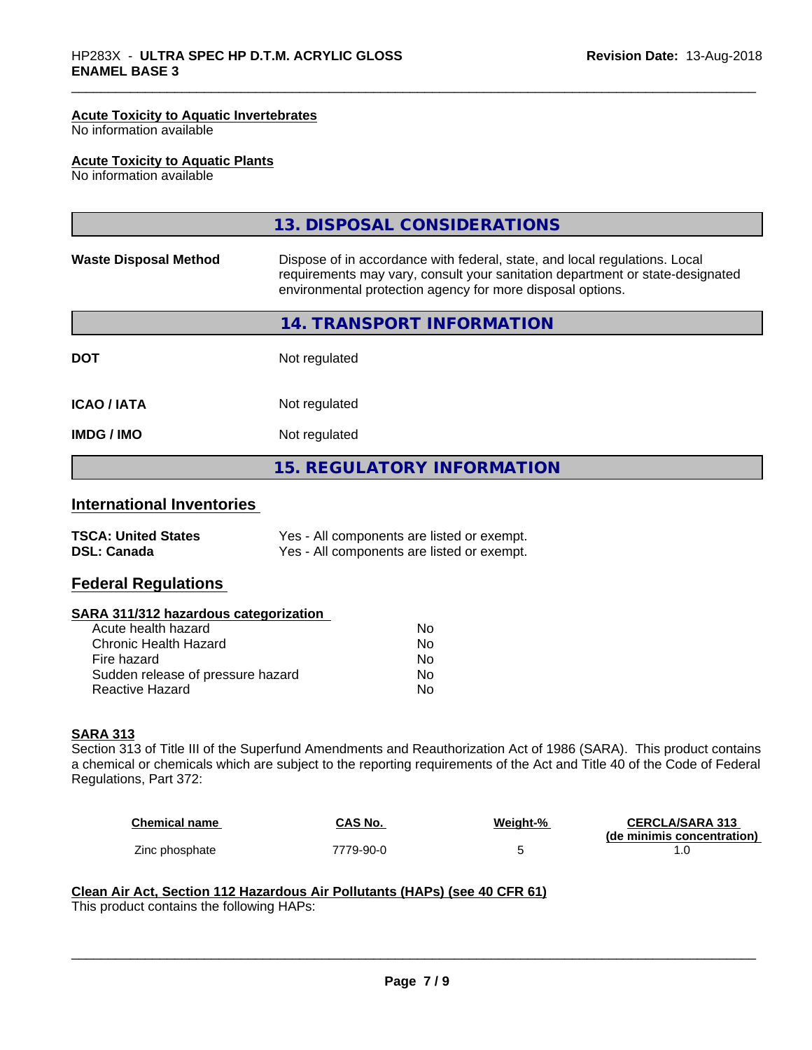**Acute Toxicity to Aquatic Invertebrates**
No information available

**Acute Toxicity to Aquatic Plants**
No information available

## 13. DISPOSAL CONSIDERATIONS

**Waste Disposal Method** Dispose of in accordance with federal, state, and local regulations. Local requirements may vary, consult your sanitation department or state-designated environmental protection agency for more disposal options.

## 14. TRANSPORT INFORMATION

| | |
|---|---|
| **DOT** | Not regulated |
| **ICAO / IATA** | Not regulated |
| **IMDG / IMO** | Not regulated |

## 15. REGULATORY INFORMATION

### International Inventories

| | |
|---|---|
| **TSCA: United States** | Yes - All components are listed or exempt. |
| **DSL: Canada** | Yes - All components are listed or exempt. |

### Federal Regulations

**SARA 311/312 hazardous categorization**

| | |
|---|---|
| Acute health hazard | No |
| Chronic Health Hazard | No |
| Fire hazard | No |
| Sudden release of pressure hazard | No |
| Reactive Hazard | No |

**SARA 313**
Section 313 of Title III of the Superfund Amendments and Reauthorization Act of 1986 (SARA). This product contains a chemical or chemicals which are subject to the reporting requirements of the Act and Title 40 of the Code of Federal Regulations, Part 372:

| Chemical name | CAS No. | Weight-% | CERCLA/SARA 313 (de minimis concentration) |
|---|---|---|---|
| Zinc phosphate | 7779-90-0 | 5 | 1.0 |

**Clean Air Act, Section 112 Hazardous Air Pollutants (HAPs) (see 40 CFR 61)**
This product contains the following HAPs: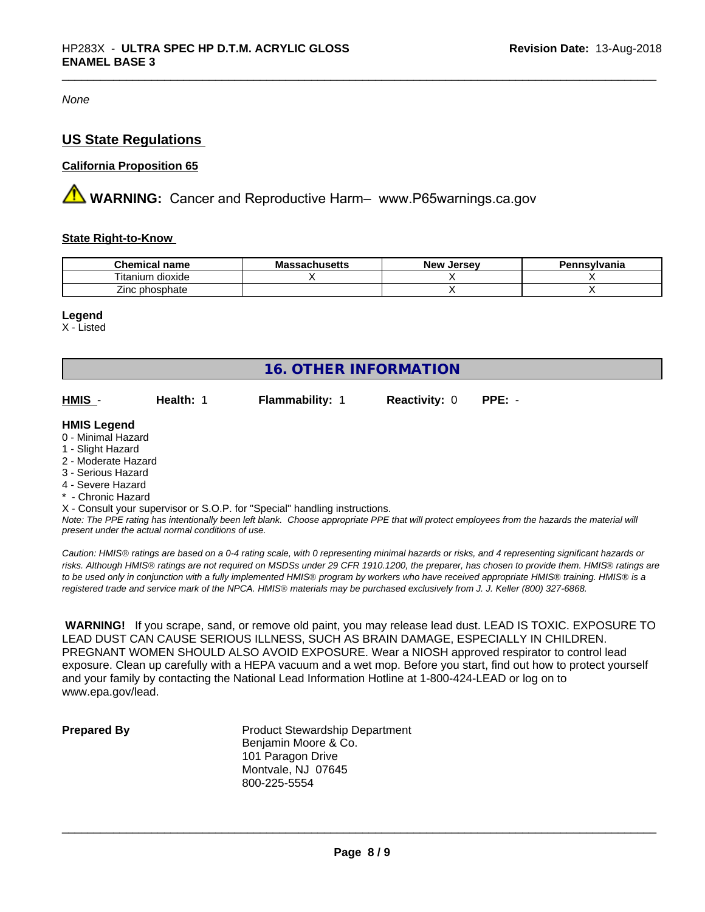*None*

## US State Regulations

### California Proposition 65

⚠ **WARNING:** Cancer and Reproductive Harm– www.P65warnings.ca.gov

### State Right-to-Know

| Chemical name | Massachusetts | New Jersey | Pennsylvania |
|---|---|---|---|
| Titanium dioxide | X | X | X |
| Zinc phosphate | | X | X |

**Legend**
X - Listed

## 16. OTHER INFORMATION

**HMIS** - **Health:** 1 **Flammability:** 1 **Reactivity:** 0 **PPE:** -

**HMIS Legend**
0 - Minimal Hazard
1 - Slight Hazard
2 - Moderate Hazard
3 - Serious Hazard
4 - Severe Hazard
* - Chronic Hazard
X - Consult your supervisor or S.O.P. for "Special" handling instructions.
*Note: The PPE rating has intentionally been left blank. Choose appropriate PPE that will protect employees from the hazards the material will present under the actual normal conditions of use.*

*Caution: HMIS® ratings are based on a 0-4 rating scale, with 0 representing minimal hazards or risks, and 4 representing significant hazards or risks. Although HMIS® ratings are not required on MSDSs under 29 CFR 1910.1200, the preparer, has chosen to provide them. HMIS® ratings are to be used only in conjunction with a fully implemented HMIS® program by workers who have received appropriate HMIS® training. HMIS® is a registered trade and service mark of the NPCA. HMIS® materials may be purchased exclusively from J. J. Keller (800) 327-6868.*

**WARNING!** If you scrape, sand, or remove old paint, you may release lead dust. LEAD IS TOXIC. EXPOSURE TO LEAD DUST CAN CAUSE SERIOUS ILLNESS, SUCH AS BRAIN DAMAGE, ESPECIALLY IN CHILDREN. PREGNANT WOMEN SHOULD ALSO AVOID EXPOSURE. Wear a NIOSH approved respirator to control lead exposure. Clean up carefully with a HEPA vacuum and a wet mop. Before you start, find out how to protect yourself and your family by contacting the National Lead Information Hotline at 1-800-424-LEAD or log on to www.epa.gov/lead.

**Prepared By**

Product Stewardship Department
Benjamin Moore & Co.
101 Paragon Drive
Montvale, NJ 07645
800-225-5554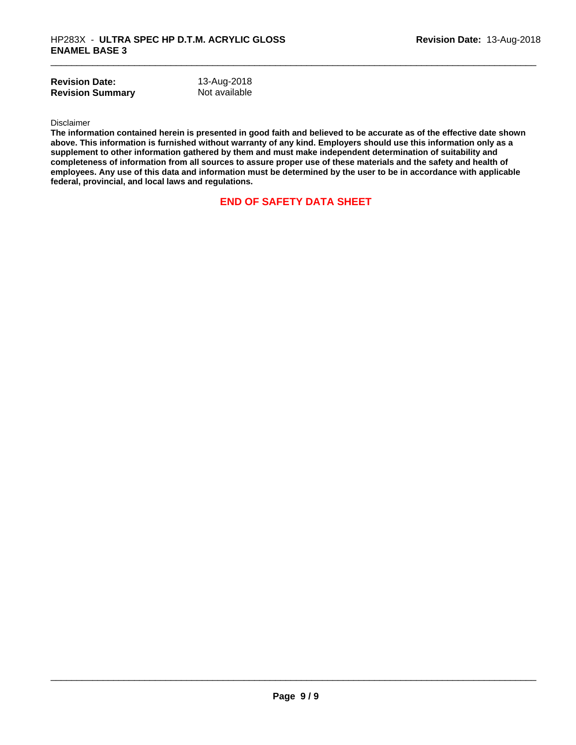| | |
|---|---|
| **Revision Date:** | 13-Aug-2018 |
| **Revision Summary** | Not available |

Disclaimer

**The information contained herein is presented in good faith and believed to be accurate as of the effective date shown above. This information is furnished without warranty of any kind. Employers should use this information only as a supplement to other information gathered by them and must make independent determination of suitability and completeness of information from all sources to assure proper use of these materials and the safety and health of employees. Any use of this data and information must be determined by the user to be in accordance with applicable federal, provincial, and local laws and regulations.**

**END OF SAFETY DATA SHEET**